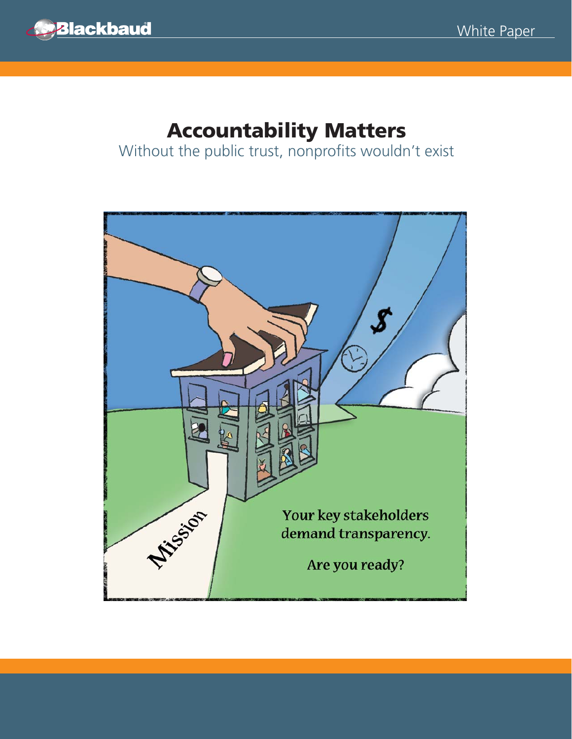White Paper

# Accountability Matters

Without the public trust, nonprofits wouldn't exist

Your key stakeholders demand transparency.

Are you ready?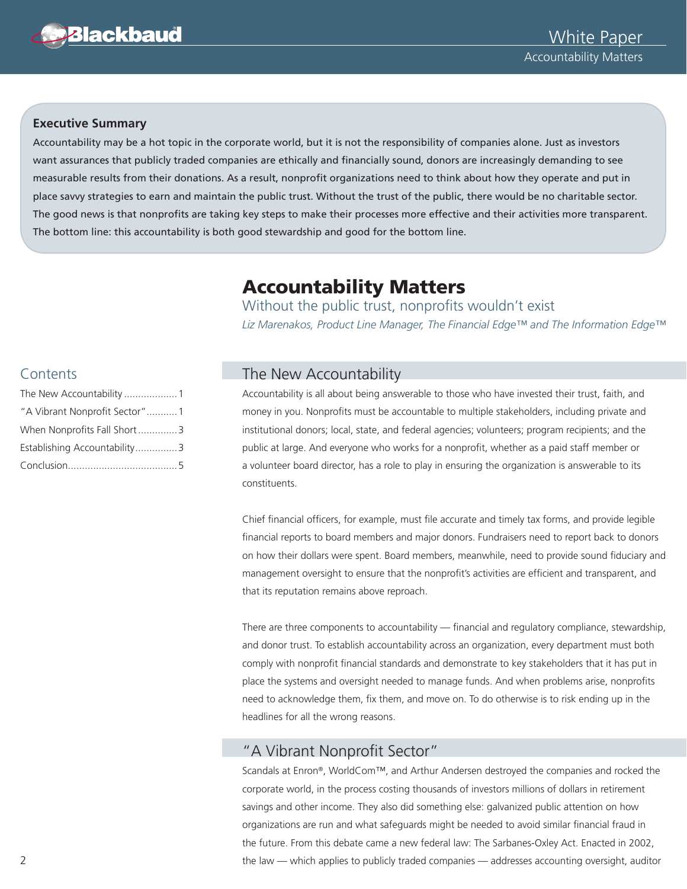## Executive Summary

Accountability may be a hot topic in the corporate world, but it is not the responsibility of companies alone. Just as investors want assurances that publicly traded companies are ethically and financially sound, donors are increasingly demanding to see measurable results from their donations. As a result, nonprofit organizations need to think about how they operate and put in place savvy strategies to earn and maintain the public trust. Without the trust of the public, there would be no charitable sector. The good news is that nonprofits are taking key steps to make their processes more effective and their activities more transparent. The bottom line: this accountability is both good stewardship and good for the bottom line.

# Accountability Matters

Without the public trust, nonprofits wouldn't exist

*Liz Marenakos, Product Line Manager, The Financial Edge™ and The Information Edge™*

## Contents

- The New Accountability ................... 1
- "A Vibrant Nonprofit Sector" ........... 1
- When Nonprofits Fall Short .............. 3
- Establishing Accountability ............... 3
- Conclusion ....................................... 5

## The New Accountability

Accountability is all about being answerable to those who have invested their trust, faith, and money in you. Nonprofits must be accountable to multiple stakeholders, including private and institutional donors; local, state, and federal agencies; volunteers; program recipients; and the public at large. And everyone who works for a nonprofit, whether as a paid staff member or a volunteer board director, has a role to play in ensuring the organization is answerable to its constituents.

Chief financial officers, for example, must file accurate and timely tax forms, and provide legible financial reports to board members and major donors. Fundraisers need to report back to donors on how their dollars were spent. Board members, meanwhile, need to provide sound fiduciary and management oversight to ensure that the nonprofit's activities are efficient and transparent, and that its reputation remains above reproach.

There are three components to accountability — financial and regulatory compliance, stewardship, and donor trust. To establish accountability across an organization, every department must both comply with nonprofit financial standards and demonstrate to key stakeholders that it has put in place the systems and oversight needed to manage funds. And when problems arise, nonprofits need to acknowledge them, fix them, and move on. To do otherwise is to risk ending up in the headlines for all the wrong reasons.

## "A Vibrant Nonprofit Sector"

Scandals at Enron®, WorldCom™, and Arthur Andersen destroyed the companies and rocked the corporate world, in the process costing thousands of investors millions of dollars in retirement savings and other income. They also did something else: galvanized public attention on how organizations are run and what safeguards might be needed to avoid similar financial fraud in the future. From this debate came a new federal law: The Sarbanes-Oxley Act. Enacted in 2002, the law — which applies to publicly traded companies — addresses accounting oversight, auditor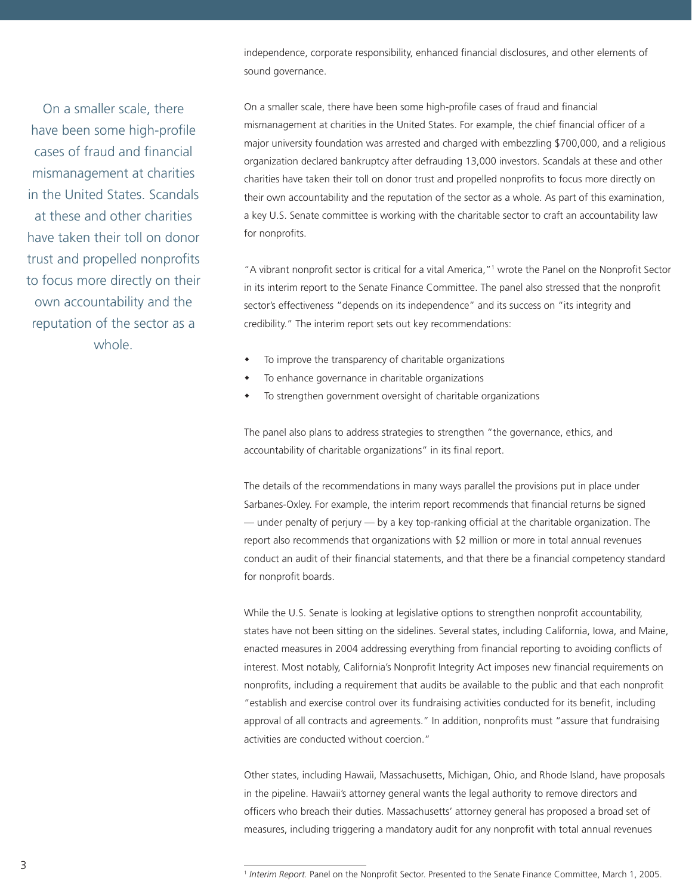independence, corporate responsibility, enhanced financial disclosures, and other elements of sound governance.

> On a smaller scale, there have been some high-profile cases of fraud and financial mismanagement at charities in the United States. Scandals at these and other charities have taken their toll on donor trust and propelled nonprofits to focus more directly on their own accountability and the reputation of the sector as a whole.

On a smaller scale, there have been some high-profile cases of fraud and financial mismanagement at charities in the United States. For example, the chief financial officer of a major university foundation was arrested and charged with embezzling $700,000, and a religious organization declared bankruptcy after defrauding 13,000 investors. Scandals at these and other charities have taken their toll on donor trust and propelled nonprofits to focus more directly on their own accountability and the reputation of the sector as a whole. As part of this examination, a key U.S. Senate committee is working with the charitable sector to craft an accountability law for nonprofits.

"A vibrant nonprofit sector is critical for a vital America,"[1] wrote the Panel on the Nonprofit Sector in its interim report to the Senate Finance Committee. The panel also stressed that the nonprofit sector's effectiveness "depends on its independence" and its success on "its integrity and credibility." The interim report sets out key recommendations:

- To improve the transparency of charitable organizations
- To enhance governance in charitable organizations
- To strengthen government oversight of charitable organizations

The panel also plans to address strategies to strengthen "the governance, ethics, and accountability of charitable organizations" in its final report.

The details of the recommendations in many ways parallel the provisions put in place under Sarbanes-Oxley. For example, the interim report recommends that financial returns be signed — under penalty of perjury — by a key top-ranking official at the charitable organization. The report also recommends that organizations with $2 million or more in total annual revenues conduct an audit of their financial statements, and that there be a financial competency standard for nonprofit boards.

While the U.S. Senate is looking at legislative options to strengthen nonprofit accountability, states have not been sitting on the sidelines. Several states, including California, Iowa, and Maine, enacted measures in 2004 addressing everything from financial reporting to avoiding conflicts of interest. Most notably, California's Nonprofit Integrity Act imposes new financial requirements on nonprofits, including a requirement that audits be available to the public and that each nonprofit "establish and exercise control over its fundraising activities conducted for its benefit, including approval of all contracts and agreements." In addition, nonprofits must "assure that fundraising activities are conducted without coercion."

Other states, including Hawaii, Massachusetts, Michigan, Ohio, and Rhode Island, have proposals in the pipeline. Hawaii's attorney general wants the legal authority to remove directors and officers who breach their duties. Massachusetts' attorney general has proposed a broad set of measures, including triggering a mandatory audit for any nonprofit with total annual revenues

---

[1] *Interim Report.* Panel on the Nonprofit Sector. Presented to the Senate Finance Committee, March 1, 2005.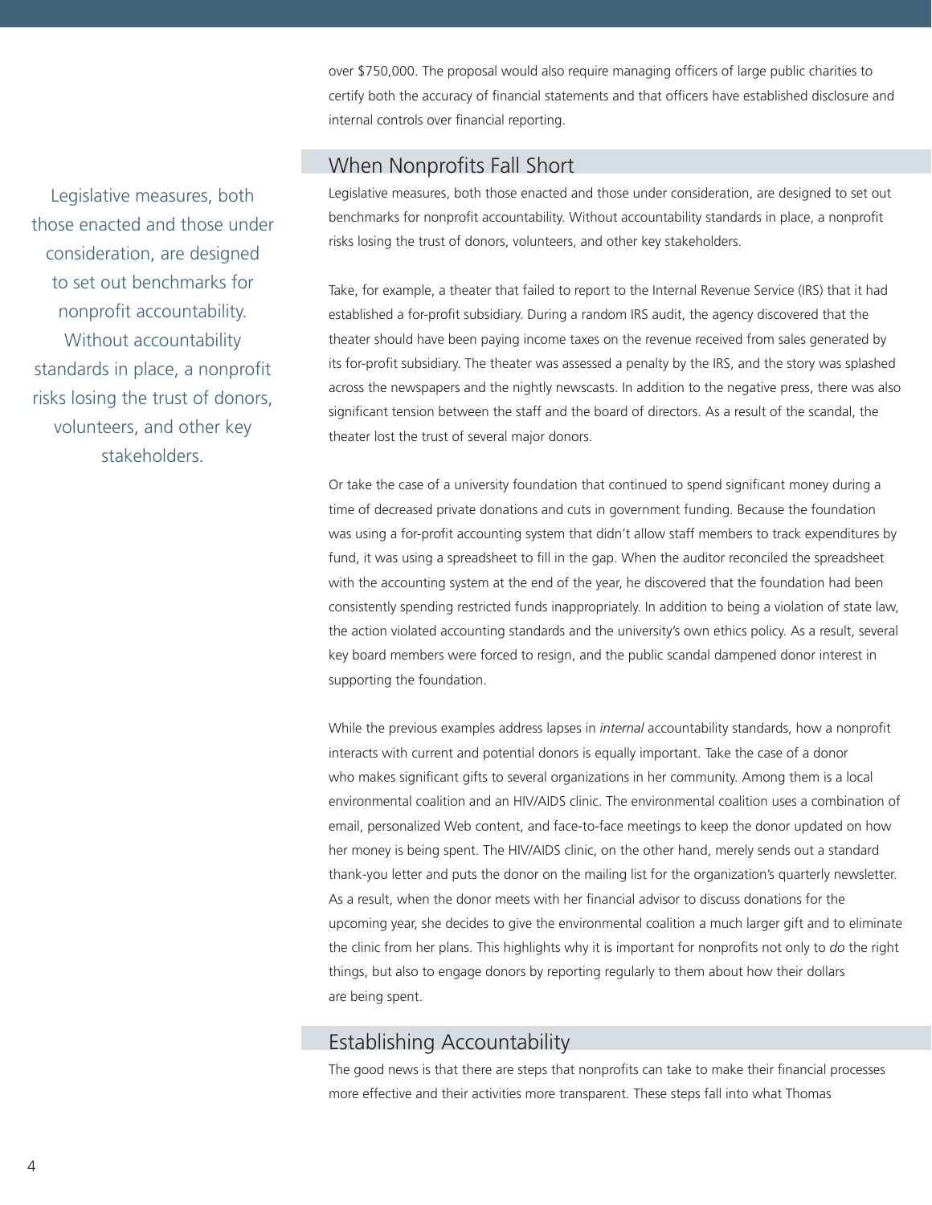over $750,000. The proposal would also require managing officers of large public charities to certify both the accuracy of financial statements and that officers have established disclosure and internal controls over financial reporting.

## When Nonprofits Fall Short

Legislative measures, both those enacted and those under consideration, are designed to set out benchmarks for nonprofit accountability. Without accountability standards in place, a nonprofit risks losing the trust of donors, volunteers, and other key stakeholders.

Take, for example, a theater that failed to report to the Internal Revenue Service (IRS) that it had established a for-profit subsidiary. During a random IRS audit, the agency discovered that the theater should have been paying income taxes on the revenue received from sales generated by its for-profit subsidiary. The theater was assessed a penalty by the IRS, and the story was splashed across the newspapers and the nightly newscasts. In addition to the negative press, there was also significant tension between the staff and the board of directors. As a result of the scandal, the theater lost the trust of several major donors.

Or take the case of a university foundation that continued to spend significant money during a time of decreased private donations and cuts in government funding. Because the foundation was using a for-profit accounting system that didn't allow staff members to track expenditures by fund, it was using a spreadsheet to fill in the gap. When the auditor reconciled the spreadsheet with the accounting system at the end of the year, he discovered that the foundation had been consistently spending restricted funds inappropriately. In addition to being a violation of state law, the action violated accounting standards and the university's own ethics policy. As a result, several key board members were forced to resign, and the public scandal dampened donor interest in supporting the foundation.

While the previous examples address lapses in *internal* accountability standards, how a nonprofit interacts with current and potential donors is equally important. Take the case of a donor who makes significant gifts to several organizations in her community. Among them is a local environmental coalition and an HIV/AIDS clinic. The environmental coalition uses a combination of email, personalized Web content, and face-to-face meetings to keep the donor updated on how her money is being spent. The HIV/AIDS clinic, on the other hand, merely sends out a standard thank-you letter and puts the donor on the mailing list for the organization's quarterly newsletter. As a result, when the donor meets with her financial advisor to discuss donations for the upcoming year, she decides to give the environmental coalition a much larger gift and to eliminate the clinic from her plans. This highlights why it is important for nonprofits not only to *do* the right things, but also to engage donors by reporting regularly to them about how their dollars are being spent.

## Establishing Accountability

The good news is that there are steps that nonprofits can take to make their financial processes more effective and their activities more transparent. These steps fall into what Thomas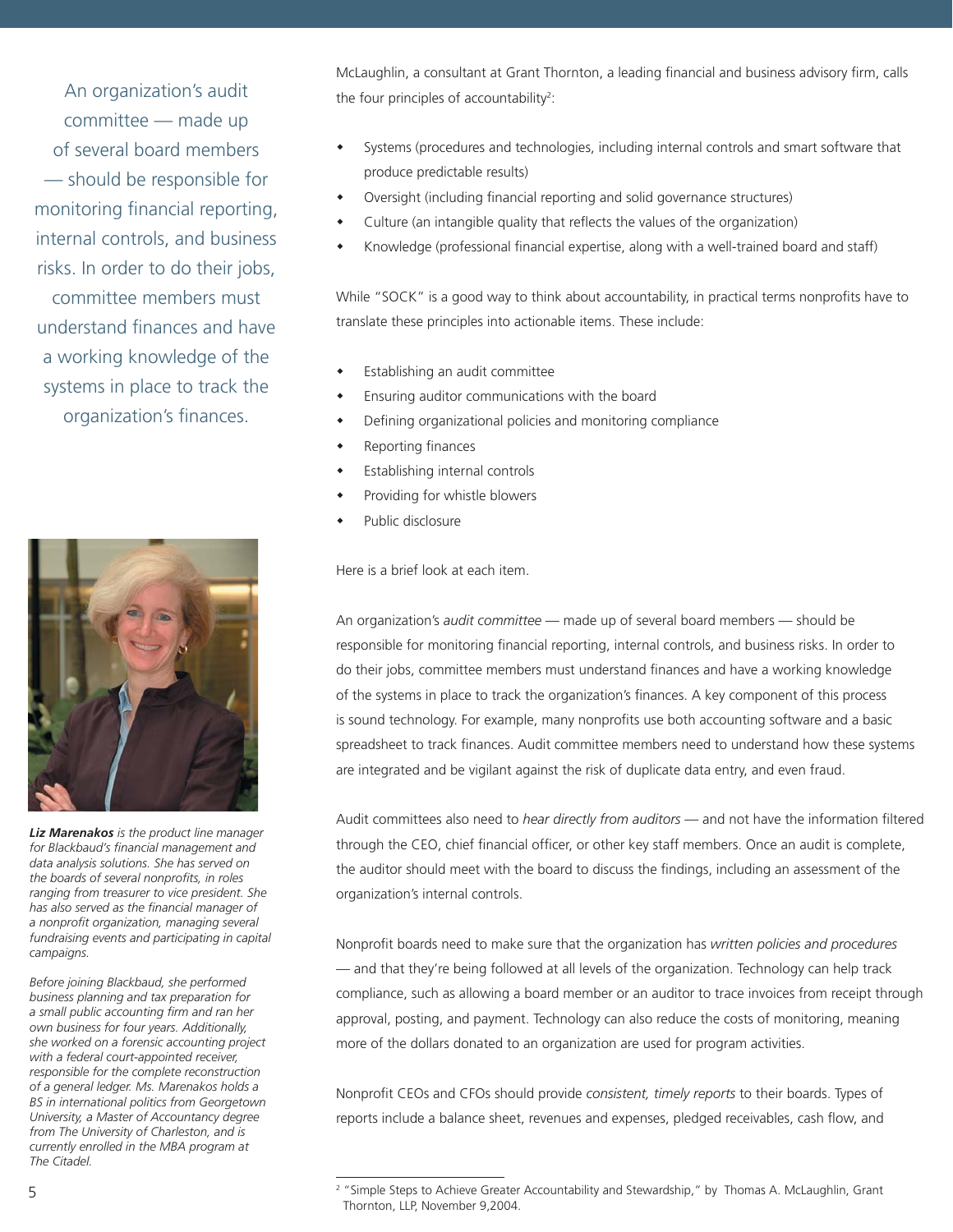An organization's audit committee — made up of several board members — should be responsible for monitoring financial reporting, internal controls, and business risks. In order to do their jobs, committee members must understand finances and have a working knowledge of the systems in place to track the organization's finances.

***Liz Marenakos*** *is the product line manager for Blackbaud's financial management and data analysis solutions. She has served on the boards of several nonprofits, in roles ranging from treasurer to vice president. She has also served as the financial manager of a nonprofit organization, managing several fundraising events and participating in capital campaigns.*

*Before joining Blackbaud, she performed business planning and tax preparation for a small public accounting firm and ran her own business for four years. Additionally, she worked on a forensic accounting project with a federal court-appointed receiver, responsible for the complete reconstruction of a general ledger. Ms. Marenakos holds a BS in international politics from Georgetown University, a Master of Accountancy degree from The University of Charleston, and is currently enrolled in the MBA program at The Citadel.*

McLaughlin, a consultant at Grant Thornton, a leading financial and business advisory firm, calls the four principles of accountability[2]:

- Systems (procedures and technologies, including internal controls and smart software that produce predictable results)
- Oversight (including financial reporting and solid governance structures)
- Culture (an intangible quality that reflects the values of the organization)
- Knowledge (professional financial expertise, along with a well-trained board and staff)

While "SOCK" is a good way to think about accountability, in practical terms nonprofits have to translate these principles into actionable items. These include:

- Establishing an audit committee
- Ensuring auditor communications with the board
- Defining organizational policies and monitoring compliance
- Reporting finances
- Establishing internal controls
- Providing for whistle blowers
- Public disclosure

Here is a brief look at each item.

An organization's *audit committee* — made up of several board members — should be responsible for monitoring financial reporting, internal controls, and business risks. In order to do their jobs, committee members must understand finances and have a working knowledge of the systems in place to track the organization's finances. A key component of this process is sound technology. For example, many nonprofits use both accounting software and a basic spreadsheet to track finances. Audit committee members need to understand how these systems are integrated and be vigilant against the risk of duplicate data entry, and even fraud.

Audit committees also need to *hear directly from auditors* — and not have the information filtered through the CEO, chief financial officer, or other key staff members. Once an audit is complete, the auditor should meet with the board to discuss the findings, including an assessment of the organization's internal controls.

Nonprofit boards need to make sure that the organization has *written policies and procedures* — and that they're being followed at all levels of the organization. Technology can help track compliance, such as allowing a board member or an auditor to trace invoices from receipt through approval, posting, and payment. Technology can also reduce the costs of monitoring, meaning more of the dollars donated to an organization are used for program activities.

Nonprofit CEOs and CFOs should provide *consistent, timely reports* to their boards. Types of reports include a balance sheet, revenues and expenses, pledged receivables, cash flow, and

[2] "Simple Steps to Achieve Greater Accountability and Stewardship," by Thomas A. McLaughlin, Grant Thornton, LLP, November 9,2004.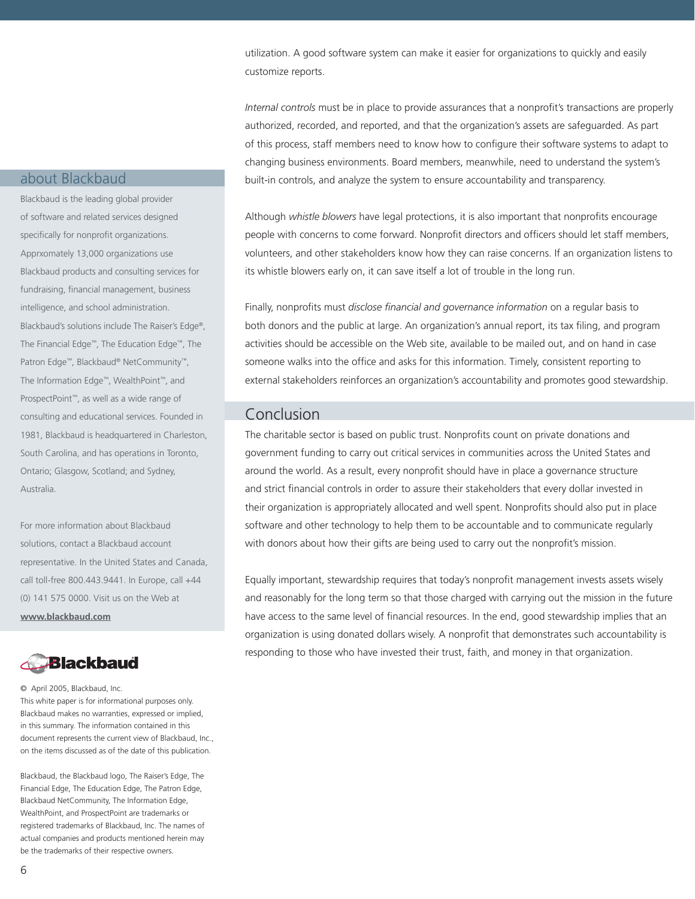utilization. A good software system can make it easier for organizations to quickly and easily customize reports.

*Internal controls* must be in place to provide assurances that a nonprofit's transactions are properly authorized, recorded, and reported, and that the organization's assets are safeguarded. As part of this process, staff members need to know how to configure their software systems to adapt to changing business environments. Board members, meanwhile, need to understand the system's built-in controls, and analyze the system to ensure accountability and transparency.

Although *whistle blowers* have legal protections, it is also important that nonprofits encourage people with concerns to come forward. Nonprofit directors and officers should let staff members, volunteers, and other stakeholders know how they can raise concerns. If an organization listens to its whistle blowers early on, it can save itself a lot of trouble in the long run.

Finally, nonprofits must *disclose financial and governance information* on a regular basis to both donors and the public at large. An organization's annual report, its tax filing, and program activities should be accessible on the Web site, available to be mailed out, and on hand in case someone walks into the office and asks for this information. Timely, consistent reporting to external stakeholders reinforces an organization's accountability and promotes good stewardship.

## Conclusion

The charitable sector is based on public trust. Nonprofits count on private donations and government funding to carry out critical services in communities across the United States and around the world. As a result, every nonprofit should have in place a governance structure and strict financial controls in order to assure their stakeholders that every dollar invested in their organization is appropriately allocated and well spent. Nonprofits should also put in place software and other technology to help them to be accountable and to communicate regularly with donors about how their gifts are being used to carry out the nonprofit's mission.

Equally important, stewardship requires that today's nonprofit management invests assets wisely and reasonably for the long term so that those charged with carrying out the mission in the future have access to the same level of financial resources. In the end, good stewardship implies that an organization is using donated dollars wisely. A nonprofit that demonstrates such accountability is responding to those who have invested their trust, faith, and money in that organization.

## about Blackbaud

Blackbaud is the leading global provider of software and related services designed specifically for nonprofit organizations. Apprxomately 13,000 organizations use Blackbaud products and consulting services for fundraising, financial management, business intelligence, and school administration. Blackbaud's solutions include The Raiser's Edge®, The Financial Edge™, The Education Edge™, The Patron Edge™, Blackbaud® NetCommunity™, The Information Edge™, WealthPoint™, and ProspectPoint™, as well as a wide range of consulting and educational services. Founded in 1981, Blackbaud is headquartered in Charleston, South Carolina, and has operations in Toronto, Ontario; Glasgow, Scotland; and Sydney, Australia.

For more information about Blackbaud solutions, contact a Blackbaud account representative. In the United States and Canada, call toll-free 800.443.9441. In Europe, call +44 (0) 141 575 0000. Visit us on the Web at **www.blackbaud.com**

Blackbaud

© April 2005, Blackbaud, Inc.
This white paper is for informational purposes only. Blackbaud makes no warranties, expressed or implied, in this summary. The information contained in this document represents the current view of Blackbaud, Inc., on the items discussed as of the date of this publication.

Blackbaud, the Blackbaud logo, The Raiser's Edge, The Financial Edge, The Education Edge, The Patron Edge, Blackbaud NetCommunity, The Information Edge, WealthPoint, and ProspectPoint are trademarks or registered trademarks of Blackbaud, Inc. The names of actual companies and products mentioned herein may be the trademarks of their respective owners.